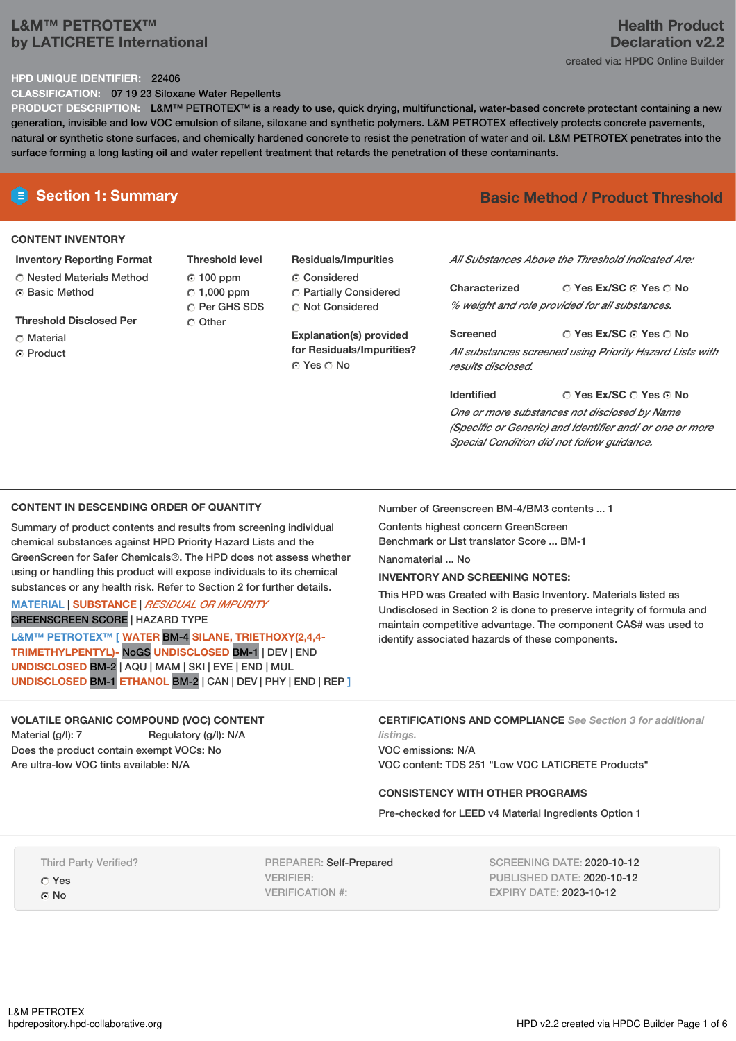# L&M™ PETROTEX™ by LATICRETE International

## Health Product Declaration v2.2

created via: HPDC Online Builder

**HPD UNIQUE IDENTIFIER:** 22406

**CLASSIFICATION:** 07 19 23 Siloxane Water Repellents

**PRODUCT DESCRIPTION:** L&M™ PETROTEX™ is a ready to use, quick drying, multifunctional, water-based concrete protectant containing a new generation, invisible and low VOC emulsion of silane, siloxane and synthetic polymers. L&M PETROTEX effectively protects concrete pavements, natural or synthetic stone surfaces, and chemically hardened concrete to resist the penetration of water and oil. L&M PETROTEX penetrates into the surface forming a long lasting oil and water repellent treatment that retards the penetration of these contaminants.

## Section 1: Summary

**Basic Method / Product Threshold**

### CONTENT INVENTORY

**Inventory Reporting Format**
- ○ Nested Materials Method
- ● Basic Method

**Threshold Disclosed Per**
- ○ Material
- ● Product

**Threshold level**
- ● 100 ppm
- ○ 1,000 ppm
- ○ Per GHS SDS
- ○ Other

**Residuals/Impurities**
- ● Considered
- ○ Partially Considered
- ○ Not Considered

**Explanation(s) provided for Residuals/Impurities?**
● Yes ○ No

*All Substances Above the Threshold Indicated Are:*

**Characterized** ○ Yes Ex/SC ● Yes ○ No
*% weight and role provided for all substances.*

**Screened** ○ Yes Ex/SC ● Yes ○ No
*All substances screened using Priority Hazard Lists with results disclosed.*

**Identified** ○ Yes Ex/SC ○ Yes ● No
*One or more substances not disclosed by Name (Specific or Generic) and Identifier and/ or one or more Special Condition did not follow guidance.*

### CONTENT IN DESCENDING ORDER OF QUANTITY

Summary of product contents and results from screening individual chemical substances against HPD Priority Hazard Lists and the GreenScreen for Safer Chemicals®. The HPD does not assess whether using or handling this product will expose individuals to its chemical substances or any health risk. Refer to Section 2 for further details.

MATERIAL | SUBSTANCE | *RESIDUAL OR IMPURITY*
GREENSCREEN SCORE | HAZARD TYPE

L&M™ PETROTEX™ [ WATER BM-4 SILANE, TRIETHOXY(2,4,4-TRIMETHYLPENTYL)- NoGS UNDISCLOSED BM-1 | DEV | END UNDISCLOSED BM-2 | AQU | MAM | SKI | EYE | END | MUL UNDISCLOSED BM-1 ETHANOL BM-2 | CAN | DEV | PHY | END | REP ]

Number of Greenscreen BM-4/BM3 contents ... 1

Contents highest concern GreenScreen Benchmark or List translator Score ... BM-1

Nanomaterial ... No

**INVENTORY AND SCREENING NOTES:**

This HPD was Created with Basic Inventory. Materials listed as Undisclosed in Section 2 is done to preserve integrity of formula and maintain competitive advantage. The component CAS# was used to identify associated hazards of these components.

### VOLATILE ORGANIC COMPOUND (VOC) CONTENT

Material (g/l): 7 Regulatory (g/l): N/A

Does the product contain exempt VOCs: No

Are ultra-low VOC tints available: N/A

### CERTIFICATIONS AND COMPLIANCE

*See Section 3 for additional listings.*

VOC emissions: N/A

VOC content: TDS 251 "Low VOC LATICRETE Products"

### CONSISTENCY WITH OTHER PROGRAMS

Pre-checked for LEED v4 Material Ingredients Option 1

Third Party Verified?
- ○ Yes
- ● No

PREPARER: Self-Prepared
VERIFIER:
VERIFICATION #:

SCREENING DATE: 2020-10-12
PUBLISHED DATE: 2020-10-12
EXPIRY DATE: 2023-10-12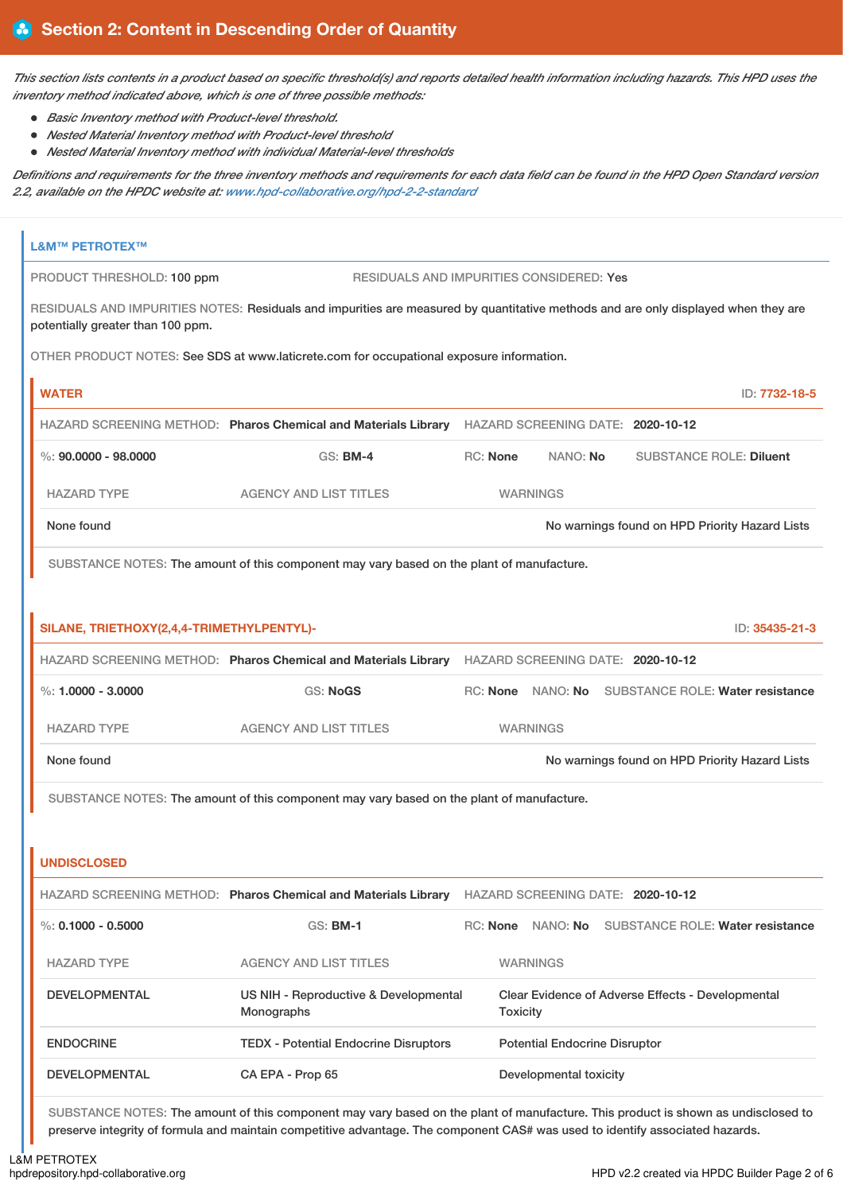## Section 2: Content in Descending Order of Quantity

*This section lists contents in a product based on specific threshold(s) and reports detailed health information including hazards. This HPD uses the inventory method indicated above, which is one of three possible methods:*

- *Basic Inventory method with Product-level threshold.*
- *Nested Material Inventory method with Product-level threshold*
- *Nested Material Inventory method with individual Material-level thresholds*

*Definitions and requirements for the three inventory methods and requirements for each data field can be found in the HPD Open Standard version 2.2, available on the HPDC website at: www.hpd-collaborative.org/hpd-2-2-standard*

### L&M™ PETROTEX™

PRODUCT THRESHOLD: 100 ppm

RESIDUALS AND IMPURITIES CONSIDERED: Yes

RESIDUALS AND IMPURITIES NOTES: Residuals and impurities are measured by quantitative methods and are only displayed when they are potentially greater than 100 ppm.

OTHER PRODUCT NOTES: See SDS at www.laticrete.com for occupational exposure information.

#### WATER

ID: 7732-18-5

HAZARD SCREENING METHOD: **Pharos Chemical and Materials Library** HAZARD SCREENING DATE: **2020-10-12**

%: **90.0000 - 98.0000** GS: **BM-4** RC: **None** NANO: **No** SUBSTANCE ROLE: **Diluent**

| HAZARD TYPE | AGENCY AND LIST TITLES | WARNINGS |
|---|---|---|
| None found | | No warnings found on HPD Priority Hazard Lists |

SUBSTANCE NOTES: The amount of this component may vary based on the plant of manufacture.

#### SILANE, TRIETHOXY(2,4,4-TRIMETHYLPENTYL)-

ID: 35435-21-3

HAZARD SCREENING METHOD: **Pharos Chemical and Materials Library** HAZARD SCREENING DATE: **2020-10-12**

%: **1.0000 - 3.0000** GS: **NoGS** RC: **None** NANO: **No** SUBSTANCE ROLE: **Water resistance**

| HAZARD TYPE | AGENCY AND LIST TITLES | WARNINGS |
|---|---|---|
| None found | | No warnings found on HPD Priority Hazard Lists |

SUBSTANCE NOTES: The amount of this component may vary based on the plant of manufacture.

#### UNDISCLOSED

HAZARD SCREENING METHOD: **Pharos Chemical and Materials Library** HAZARD SCREENING DATE: **2020-10-12**

%: **0.1000 - 0.5000** GS: **BM-1** RC: **None** NANO: **No** SUBSTANCE ROLE: **Water resistance**

| HAZARD TYPE | AGENCY AND LIST TITLES | WARNINGS |
|---|---|---|
| DEVELOPMENTAL | US NIH - Reproductive & Developmental Monographs | Clear Evidence of Adverse Effects - Developmental Toxicity |
| ENDOCRINE | TEDX - Potential Endocrine Disruptors | Potential Endocrine Disruptor |
| DEVELOPMENTAL | CA EPA - Prop 65 | Developmental toxicity |

SUBSTANCE NOTES: The amount of this component may vary based on the plant of manufacture. This product is shown as undisclosed to preserve integrity of formula and maintain competitive advantage. The component CAS# was used to identify associated hazards.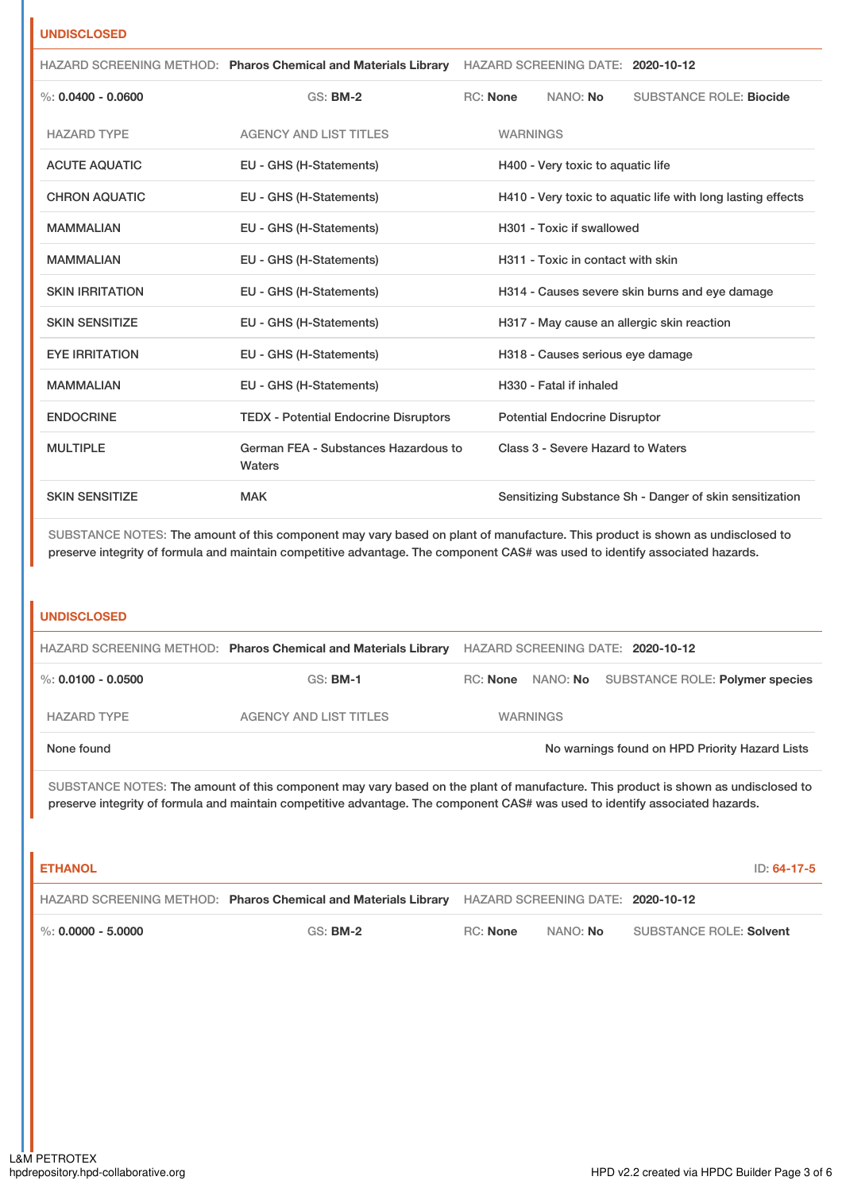## UNDISCLOSED

HAZARD SCREENING METHOD: **Pharos Chemical and Materials Library** HAZARD SCREENING DATE: **2020-10-12**

%: **0.0400 - 0.0600** GS: **BM-2** RC: **None** NANO: **No** SUBSTANCE ROLE: **Biocide**

| HAZARD TYPE | AGENCY AND LIST TITLES | WARNINGS |
|---|---|---|
| ACUTE AQUATIC | EU - GHS (H-Statements) | H400 - Very toxic to aquatic life |
| CHRON AQUATIC | EU - GHS (H-Statements) | H410 - Very toxic to aquatic life with long lasting effects |
| MAMMALIAN | EU - GHS (H-Statements) | H301 - Toxic if swallowed |
| MAMMALIAN | EU - GHS (H-Statements) | H311 - Toxic in contact with skin |
| SKIN IRRITATION | EU - GHS (H-Statements) | H314 - Causes severe skin burns and eye damage |
| SKIN SENSITIZE | EU - GHS (H-Statements) | H317 - May cause an allergic skin reaction |
| EYE IRRITATION | EU - GHS (H-Statements) | H318 - Causes serious eye damage |
| MAMMALIAN | EU - GHS (H-Statements) | H330 - Fatal if inhaled |
| ENDOCRINE | TEDX - Potential Endocrine Disruptors | Potential Endocrine Disruptor |
| MULTIPLE | German FEA - Substances Hazardous to Waters | Class 3 - Severe Hazard to Waters |
| SKIN SENSITIZE | MAK | Sensitizing Substance Sh - Danger of skin sensitization |

SUBSTANCE NOTES: The amount of this component may vary based on plant of manufacture. This product is shown as undisclosed to preserve integrity of formula and maintain competitive advantage. The component CAS# was used to identify associated hazards.

## UNDISCLOSED

HAZARD SCREENING METHOD: **Pharos Chemical and Materials Library** HAZARD SCREENING DATE: **2020-10-12**

%: **0.0100 - 0.0500** GS: **BM-1** RC: **None** NANO: **No** SUBSTANCE ROLE: **Polymer species**

| HAZARD TYPE | AGENCY AND LIST TITLES | WARNINGS |
|---|---|---|
| None found | | No warnings found on HPD Priority Hazard Lists |

SUBSTANCE NOTES: The amount of this component may vary based on the plant of manufacture. This product is shown as undisclosed to preserve integrity of formula and maintain competitive advantage. The component CAS# was used to identify associated hazards.

## ETHANOL

ID: 64-17-5

HAZARD SCREENING METHOD: **Pharos Chemical and Materials Library** HAZARD SCREENING DATE: **2020-10-12**

%: **0.0000 - 5.0000** GS: **BM-2** RC: **None** NANO: **No** SUBSTANCE ROLE: **Solvent**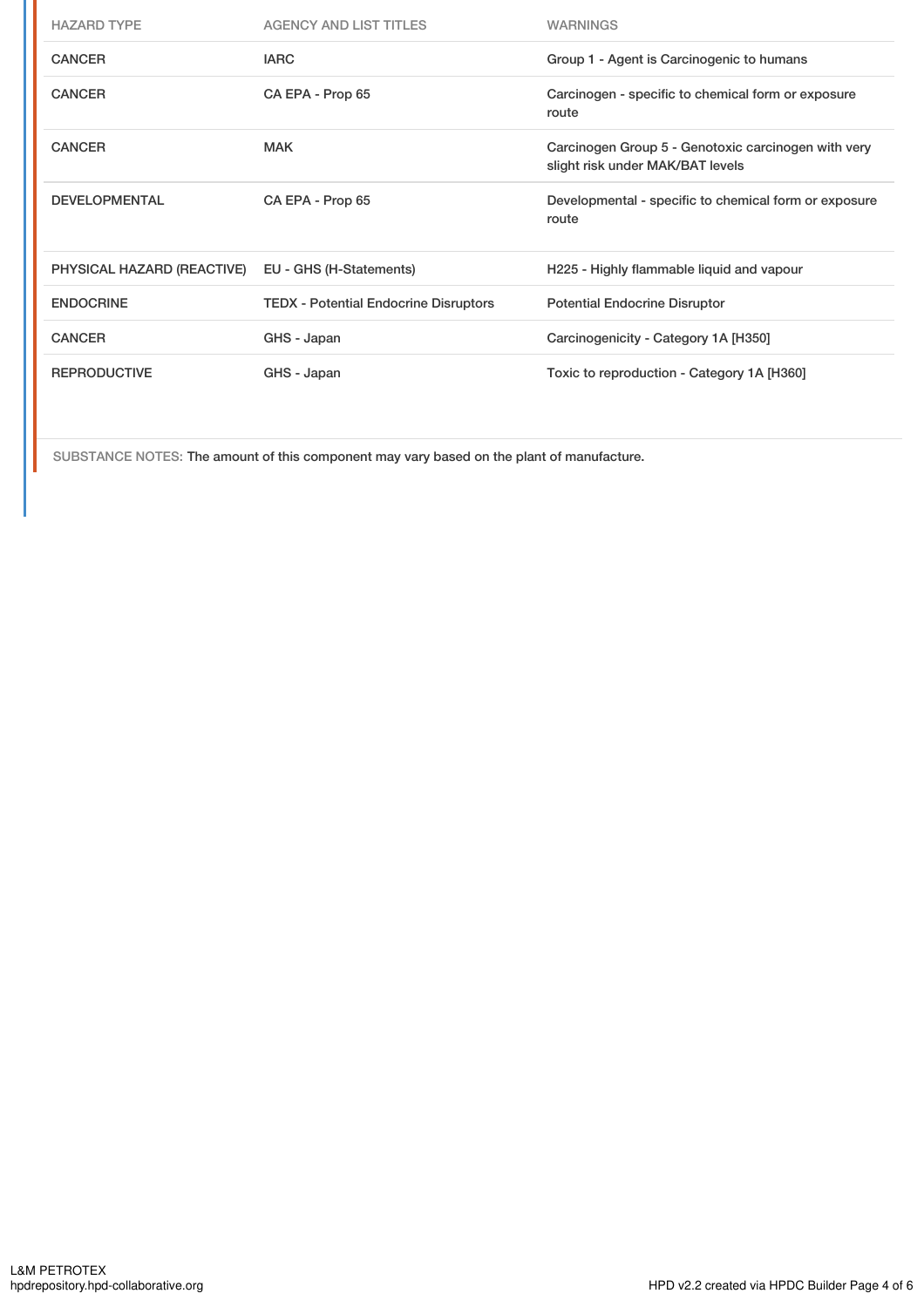| HAZARD TYPE | AGENCY AND LIST TITLES | WARNINGS |
|---|---|---|
| CANCER | IARC | Group 1 - Agent is Carcinogenic to humans |
| CANCER | CA EPA - Prop 65 | Carcinogen - specific to chemical form or exposure route |
| CANCER | MAK | Carcinogen Group 5 - Genotoxic carcinogen with very slight risk under MAK/BAT levels |
| DEVELOPMENTAL | CA EPA - Prop 65 | Developmental - specific to chemical form or exposure route |
| PHYSICAL HAZARD (REACTIVE) | EU - GHS (H-Statements) | H225 - Highly flammable liquid and vapour |
| ENDOCRINE | TEDX - Potential Endocrine Disruptors | Potential Endocrine Disruptor |
| CANCER | GHS - Japan | Carcinogenicity - Category 1A [H350] |
| REPRODUCTIVE | GHS - Japan | Toxic to reproduction - Category 1A [H360] |

SUBSTANCE NOTES: The amount of this component may vary based on the plant of manufacture.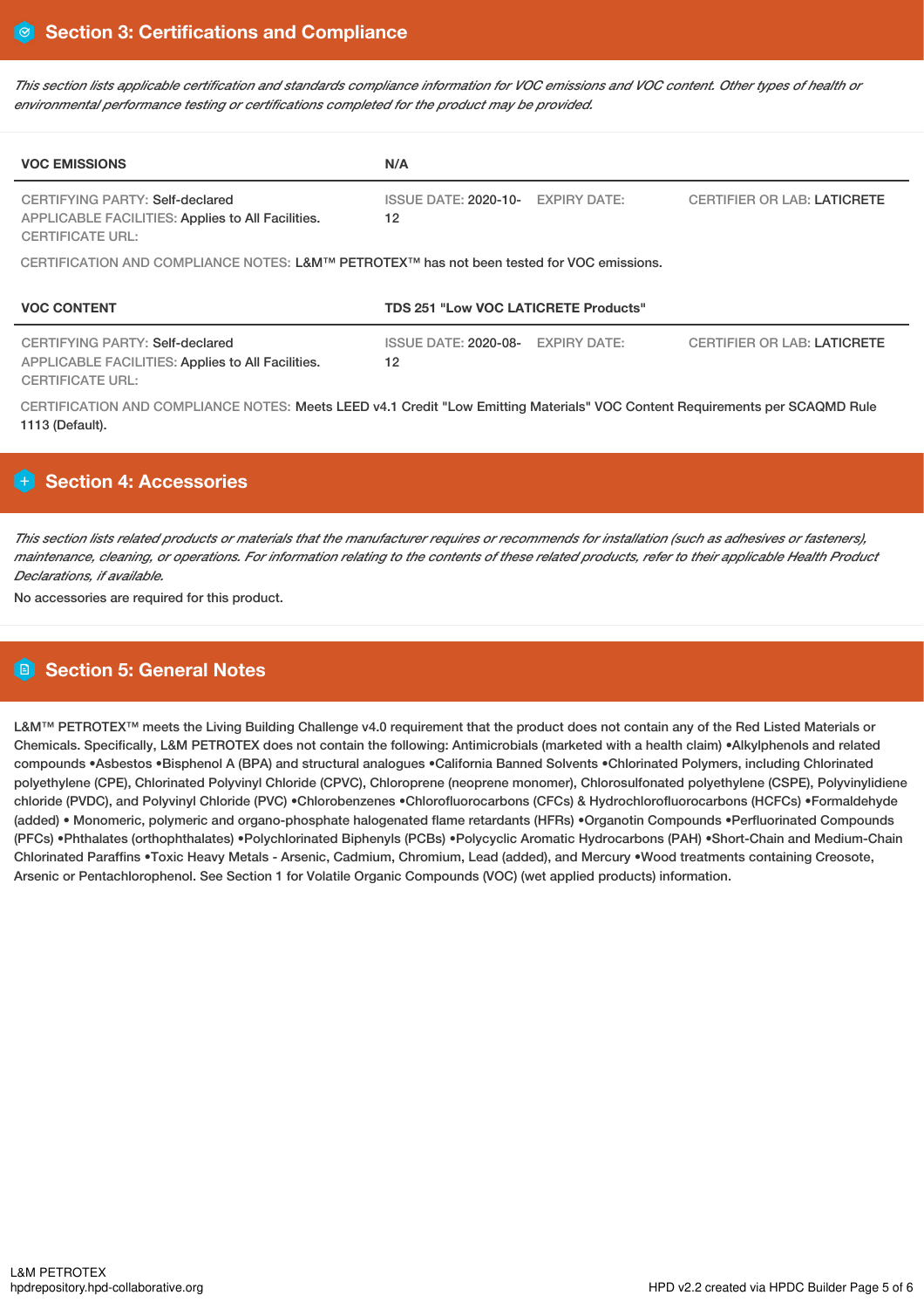## Section 3: Certifications and Compliance

*This section lists applicable certification and standards compliance information for VOC emissions and VOC content. Other types of health or environmental performance testing or certifications completed for the product may be provided.*

| VOC EMISSIONS | N/A | | |
|---|---|---|---|
| CERTIFYING PARTY: Self-declared<br>APPLICABLE FACILITIES: Applies to All Facilities.<br>CERTIFICATE URL: | ISSUE DATE: 2020-10-12 | EXPIRY DATE: | CERTIFIER OR LAB: LATICRETE |

CERTIFICATION AND COMPLIANCE NOTES: L&M™ PETROTEX™ has not been tested for VOC emissions.

| VOC CONTENT | TDS 251 "Low VOC LATICRETE Products" | | |
|---|---|---|---|
| CERTIFYING PARTY: Self-declared<br>APPLICABLE FACILITIES: Applies to All Facilities.<br>CERTIFICATE URL: | ISSUE DATE: 2020-08-12 | EXPIRY DATE: | CERTIFIER OR LAB: LATICRETE |

CERTIFICATION AND COMPLIANCE NOTES: Meets LEED v4.1 Credit "Low Emitting Materials" VOC Content Requirements per SCAQMD Rule 1113 (Default).

## Section 4: Accessories

*This section lists related products or materials that the manufacturer requires or recommends for installation (such as adhesives or fasteners), maintenance, cleaning, or operations. For information relating to the contents of these related products, refer to their applicable Health Product Declarations, if available.*

No accessories are required for this product.

## Section 5: General Notes

L&M™ PETROTEX™ meets the Living Building Challenge v4.0 requirement that the product does not contain any of the Red Listed Materials or Chemicals. Specifically, L&M PETROTEX does not contain the following: Antimicrobials (marketed with a health claim) •Alkylphenols and related compounds •Asbestos •Bisphenol A (BPA) and structural analogues •California Banned Solvents •Chlorinated Polymers, including Chlorinated polyethylene (CPE), Chlorinated Polyvinyl Chloride (CPVC), Chloroprene (neoprene monomer), Chlorosulfonated polyethylene (CSPE), Polyvinylidiene chloride (PVDC), and Polyvinyl Chloride (PVC) •Chlorobenzenes •Chlorofluorocarbons (CFCs) & Hydrochlorofluorocarbons (HCFCs) •Formaldehyde (added) • Monomeric, polymeric and organo-phosphate halogenated flame retardants (HFRs) •Organotin Compounds •Perfluorinated Compounds (PFCs) •Phthalates (orthophthalates) •Polychlorinated Biphenyls (PCBs) •Polycyclic Aromatic Hydrocarbons (PAH) •Short-Chain and Medium-Chain Chlorinated Paraffins •Toxic Heavy Metals - Arsenic, Cadmium, Chromium, Lead (added), and Mercury •Wood treatments containing Creosote, Arsenic or Pentachlorophenol. See Section 1 for Volatile Organic Compounds (VOC) (wet applied products) information.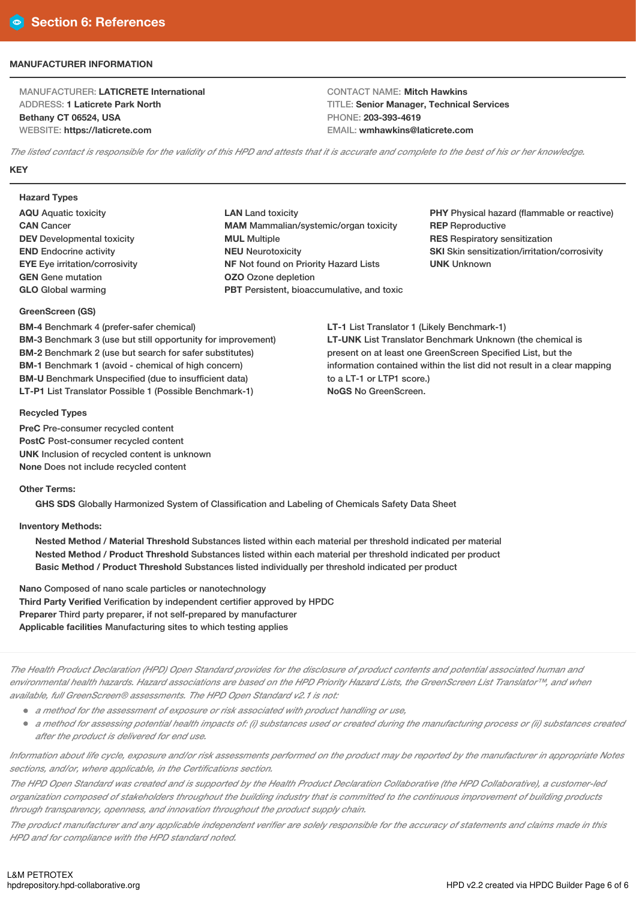## Section 6: References

### MANUFACTURER INFORMATION

MANUFACTURER: **LATICRETE International**
ADDRESS: **1 Laticrete Park North**
**Bethany CT 06524, USA**
WEBSITE: **https://laticrete.com**

CONTACT NAME: **Mitch Hawkins**
TITLE: **Senior Manager, Technical Services**
PHONE: **203-393-4619**
EMAIL: **wmhawkins@laticrete.com**

*The listed contact is responsible for the validity of this HPD and attests that it is accurate and complete to the best of his or her knowledge.*

### KEY

**Hazard Types**

**AQU** Aquatic toxicity
**CAN** Cancer
**DEV** Developmental toxicity
**END** Endocrine activity
**EYE** Eye irritation/corrosivity
**GEN** Gene mutation
**GLO** Global warming
**LAN** Land toxicity
**MAM** Mammalian/systemic/organ toxicity
**MUL** Multiple
**NEU** Neurotoxicity
**NF** Not found on Priority Hazard Lists
**OZO** Ozone depletion
**PBT** Persistent, bioaccumulative, and toxic
**PHY** Physical hazard (flammable or reactive)
**REP** Reproductive
**RES** Respiratory sensitization
**SKI** Skin sensitization/irritation/corrosivity
**UNK** Unknown

**GreenScreen (GS)**

**BM-4** Benchmark 4 (prefer-safer chemical)
**BM-3** Benchmark 3 (use but still opportunity for improvement)
**BM-2** Benchmark 2 (use but search for safer substitutes)
**BM-1** Benchmark 1 (avoid - chemical of high concern)
**BM-U** Benchmark Unspecified (due to insufficient data)
**LT-P1** List Translator Possible 1 (Possible Benchmark-1)
**LT-1** List Translator 1 (Likely Benchmark-1)
**LT-UNK** List Translator Benchmark Unknown (the chemical is present on at least one GreenScreen Specified List, but the information contained within the list did not result in a clear mapping to a LT-1 or LTP1 score.)
**NoGS** No GreenScreen.

**Recycled Types**

**PreC** Pre-consumer recycled content
**PostC** Post-consumer recycled content
**UNK** Inclusion of recycled content is unknown
**None** Does not include recycled content

**Other Terms:**

**GHS SDS** Globally Harmonized System of Classification and Labeling of Chemicals Safety Data Sheet

**Inventory Methods:**

**Nested Method / Material Threshold** Substances listed within each material per threshold indicated per material
**Nested Method / Product Threshold** Substances listed within each material per threshold indicated per product
**Basic Method / Product Threshold** Substances listed individually per threshold indicated per product

**Nano** Composed of nano scale particles or nanotechnology
**Third Party Verified** Verification by independent certifier approved by HPDC
**Preparer** Third party preparer, if not self-prepared by manufacturer
**Applicable facilities** Manufacturing sites to which testing applies

*The Health Product Declaration (HPD) Open Standard provides for the disclosure of product contents and potential associated human and environmental health hazards. Hazard associations are based on the HPD Priority Hazard Lists, the GreenScreen List Translator™, and when available, full GreenScreen® assessments. The HPD Open Standard v2.1 is not:*

- *a method for the assessment of exposure or risk associated with product handling or use,*
- *a method for assessing potential health impacts of: (i) substances used or created during the manufacturing process or (ii) substances created after the product is delivered for end use.*

*Information about life cycle, exposure and/or risk assessments performed on the product may be reported by the manufacturer in appropriate Notes sections, and/or, where applicable, in the Certifications section.*

*The HPD Open Standard was created and is supported by the Health Product Declaration Collaborative (the HPD Collaborative), a customer-led organization composed of stakeholders throughout the building industry that is committed to the continuous improvement of building products through transparency, openness, and innovation throughout the product supply chain.*

*The product manufacturer and any applicable independent verifier are solely responsible for the accuracy of statements and claims made in this HPD and for compliance with the HPD standard noted.*